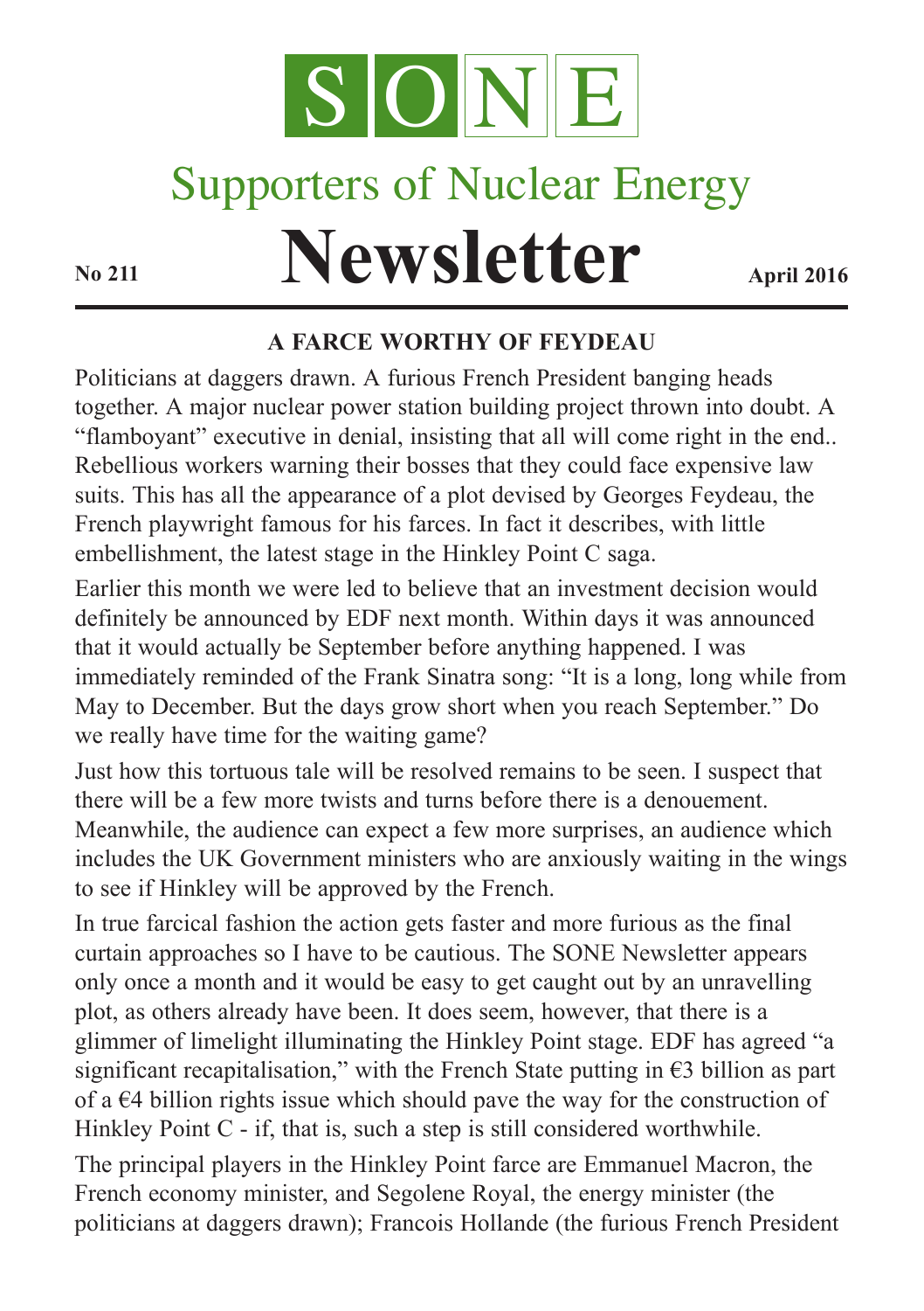# SONE

## Supporters of Nuclear Energy

# Newsletter

**No 211** **April 2016**

### A FARCE WORTHY OF FEYDEAU

Politicians at daggers drawn. A furious French President banging heads together. A major nuclear power station building project thrown into doubt. A "flamboyant" executive in denial, insisting that all will come right in the end.. Rebellious workers warning their bosses that they could face expensive law suits. This has all the appearance of a plot devised by Georges Feydeau, the French playwright famous for his farces. In fact it describes, with little embellishment, the latest stage in the Hinkley Point C saga.

Earlier this month we were led to believe that an investment decision would definitely be announced by EDF next month. Within days it was announced that it would actually be September before anything happened. I was immediately reminded of the Frank Sinatra song: "It is a long, long while from May to December. But the days grow short when you reach September." Do we really have time for the waiting game?

Just how this tortuous tale will be resolved remains to be seen. I suspect that there will be a few more twists and turns before there is a denouement. Meanwhile, the audience can expect a few more surprises, an audience which includes the UK Government ministers who are anxiously waiting in the wings to see if Hinkley will be approved by the French.

In true farcical fashion the action gets faster and more furious as the final curtain approaches so I have to be cautious. The SONE Newsletter appears only once a month and it would be easy to get caught out by an unravelling plot, as others already have been. It does seem, however, that there is a glimmer of limelight illuminating the Hinkley Point stage. EDF has agreed "a significant recapitalisation," with the French State putting in €3 billion as part of a €4 billion rights issue which should pave the way for the construction of Hinkley Point C - if, that is, such a step is still considered worthwhile.

The principal players in the Hinkley Point farce are Emmanuel Macron, the French economy minister, and Segolene Royal, the energy minister (the politicians at daggers drawn); Francois Hollande (the furious French President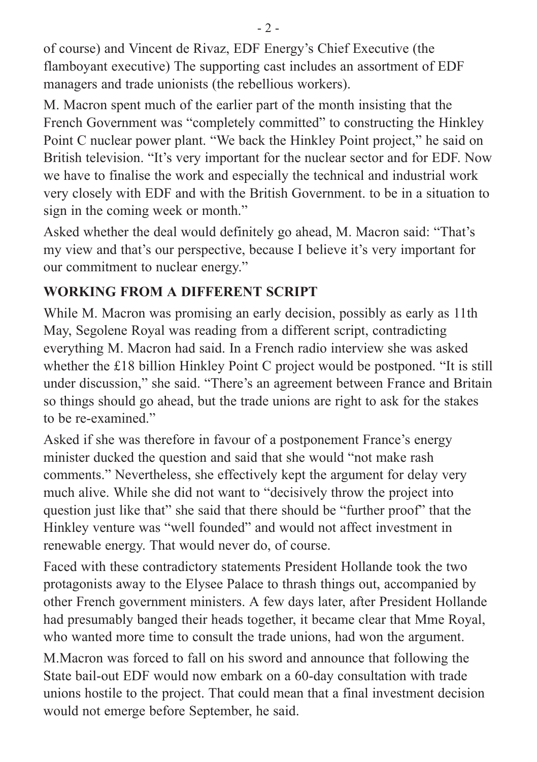of course) and Vincent de Rivaz, EDF Energy's Chief Executive (the flamboyant executive) The supporting cast includes an assortment of EDF managers and trade unionists (the rebellious workers).

M. Macron spent much of the earlier part of the month insisting that the French Government was "completely committed" to constructing the Hinkley Point C nuclear power plant. "We back the Hinkley Point project," he said on British television. "It's very important for the nuclear sector and for EDF. Now we have to finalise the work and especially the technical and industrial work very closely with EDF and with the British Government. to be in a situation to sign in the coming week or month."

Asked whether the deal would definitely go ahead, M. Macron said: "That's my view and that's our perspective, because I believe it's very important for our commitment to nuclear energy."

## WORKING FROM A DIFFERENT SCRIPT

While M. Macron was promising an early decision, possibly as early as 11th May, Segolene Royal was reading from a different script, contradicting everything M. Macron had said. In a French radio interview she was asked whether the £18 billion Hinkley Point C project would be postponed. "It is still under discussion," she said. "There's an agreement between France and Britain so things should go ahead, but the trade unions are right to ask for the stakes to be re-examined."

Asked if she was therefore in favour of a postponement France's energy minister ducked the question and said that she would "not make rash comments." Nevertheless, she effectively kept the argument for delay very much alive. While she did not want to "decisively throw the project into question just like that" she said that there should be "further proof" that the Hinkley venture was "well founded" and would not affect investment in renewable energy. That would never do, of course.

Faced with these contradictory statements President Hollande took the two protagonists away to the Elysee Palace to thrash things out, accompanied by other French government ministers. A few days later, after President Hollande had presumably banged their heads together, it became clear that Mme Royal, who wanted more time to consult the trade unions, had won the argument.

M.Macron was forced to fall on his sword and announce that following the State bail-out EDF would now embark on a 60-day consultation with trade unions hostile to the project. That could mean that a final investment decision would not emerge before September, he said.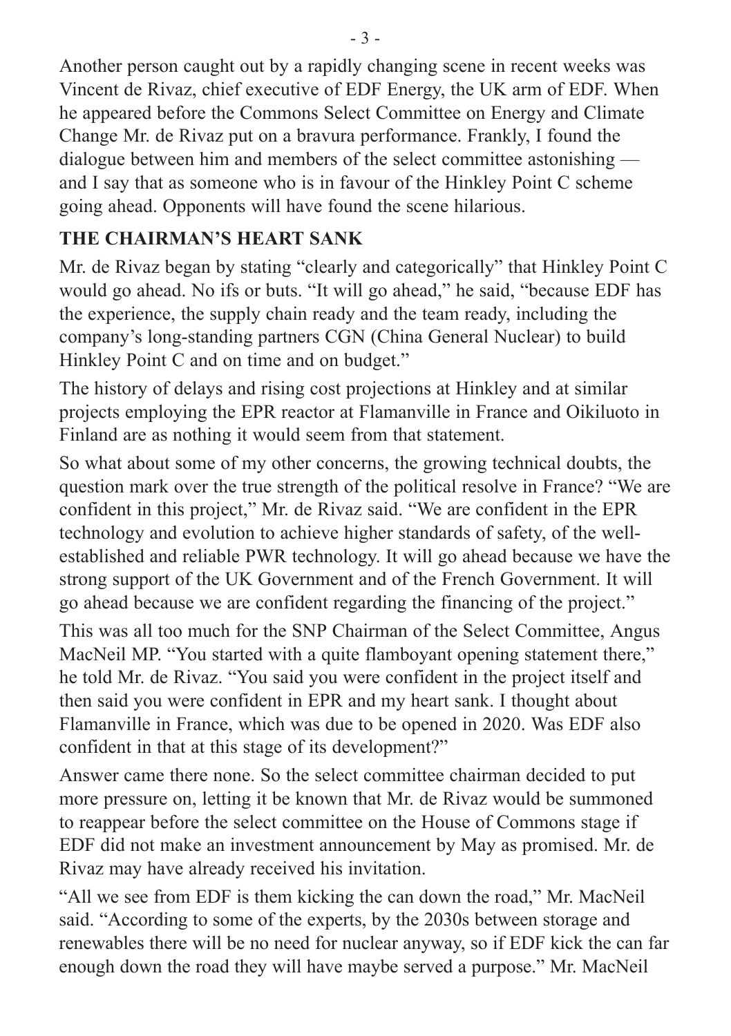Another person caught out by a rapidly changing scene in recent weeks was Vincent de Rivaz, chief executive of EDF Energy, the UK arm of EDF. When he appeared before the Commons Select Committee on Energy and Climate Change Mr. de Rivaz put on a bravura performance. Frankly, I found the dialogue between him and members of the select committee astonishing — and I say that as someone who is in favour of the Hinkley Point C scheme going ahead. Opponents will have found the scene hilarious.

## THE CHAIRMAN'S HEART SANK

Mr. de Rivaz began by stating "clearly and categorically" that Hinkley Point C would go ahead. No ifs or buts. "It will go ahead," he said, "because EDF has the experience, the supply chain ready and the team ready, including the company's long-standing partners CGN (China General Nuclear) to build Hinkley Point C and on time and on budget."

The history of delays and rising cost projections at Hinkley and at similar projects employing the EPR reactor at Flamanville in France and Oikiluoto in Finland are as nothing it would seem from that statement.

So what about some of my other concerns, the growing technical doubts, the question mark over the true strength of the political resolve in France? "We are confident in this project," Mr. de Rivaz said. "We are confident in the EPR technology and evolution to achieve higher standards of safety, of the well-established and reliable PWR technology. It will go ahead because we have the strong support of the UK Government and of the French Government. It will go ahead because we are confident regarding the financing of the project."

This was all too much for the SNP Chairman of the Select Committee, Angus MacNeil MP. "You started with a quite flamboyant opening statement there," he told Mr. de Rivaz. "You said you were confident in the project itself and then said you were confident in EPR and my heart sank. I thought about Flamanville in France, which was due to be opened in 2020. Was EDF also confident in that at this stage of its development?"

Answer came there none. So the select committee chairman decided to put more pressure on, letting it be known that Mr. de Rivaz would be summoned to reappear before the select committee on the House of Commons stage if EDF did not make an investment announcement by May as promised. Mr. de Rivaz may have already received his invitation.

"All we see from EDF is them kicking the can down the road," Mr. MacNeil said. "According to some of the experts, by the 2030s between storage and renewables there will be no need for nuclear anyway, so if EDF kick the can far enough down the road they will have maybe served a purpose." Mr. MacNeil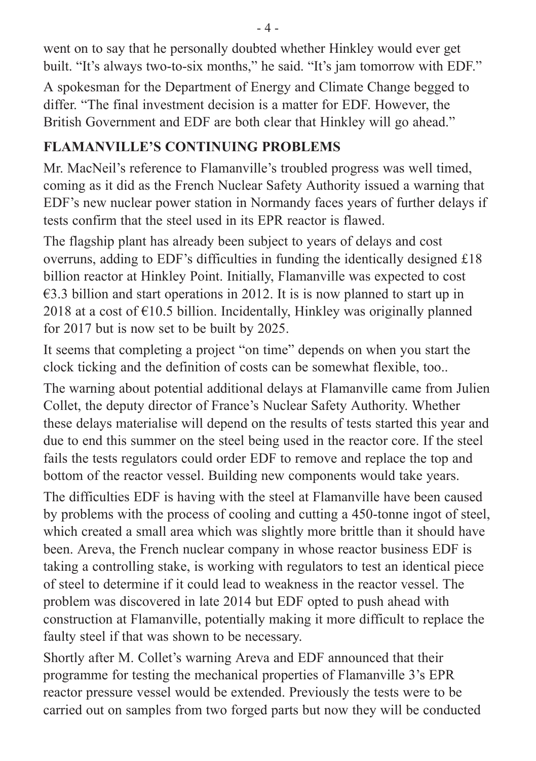went on to say that he personally doubted whether Hinkley would ever get built. “It’s always two-to-six months,” he said. “It’s jam tomorrow with EDF.”

A spokesman for the Department of Energy and Climate Change begged to differ. “The final investment decision is a matter for EDF. However, the British Government and EDF are both clear that Hinkley will go ahead.”

**FLAMANVILLE’S CONTINUING PROBLEMS**

Mr. MacNeil’s reference to Flamanville’s troubled progress was well timed, coming as it did as the French Nuclear Safety Authority issued a warning that EDF’s new nuclear power station in Normandy faces years of further delays if tests confirm that the steel used in its EPR reactor is flawed.

The flagship plant has already been subject to years of delays and cost overruns, adding to EDF’s difficulties in funding the identically designed £18 billion reactor at Hinkley Point. Initially, Flamanville was expected to cost €3.3 billion and start operations in 2012. It is is now planned to start up in 2018 at a cost of €10.5 billion. Incidentally, Hinkley was originally planned for 2017 but is now set to be built by 2025.

It seems that completing a project “on time” depends on when you start the clock ticking and the definition of costs can be somewhat flexible, too..

The warning about potential additional delays at Flamanville came from Julien Collet, the deputy director of France’s Nuclear Safety Authority. Whether these delays materialise will depend on the results of tests started this year and due to end this summer on the steel being used in the reactor core. If the steel fails the tests regulators could order EDF to remove and replace the top and bottom of the reactor vessel. Building new components would take years.

The difficulties EDF is having with the steel at Flamanville have been caused by problems with the process of cooling and cutting a 450-tonne ingot of steel, which created a small area which was slightly more brittle than it should have been. Areva, the French nuclear company in whose reactor business EDF is taking a controlling stake, is working with regulators to test an identical piece of steel to determine if it could lead to weakness in the reactor vessel. The problem was discovered in late 2014 but EDF opted to push ahead with construction at Flamanville, potentially making it more difficult to replace the faulty steel if that was shown to be necessary.

Shortly after M. Collet’s warning Areva and EDF announced that their programme for testing the mechanical properties of Flamanville 3’s EPR reactor pressure vessel would be extended. Previously the tests were to be carried out on samples from two forged parts but now they will be conducted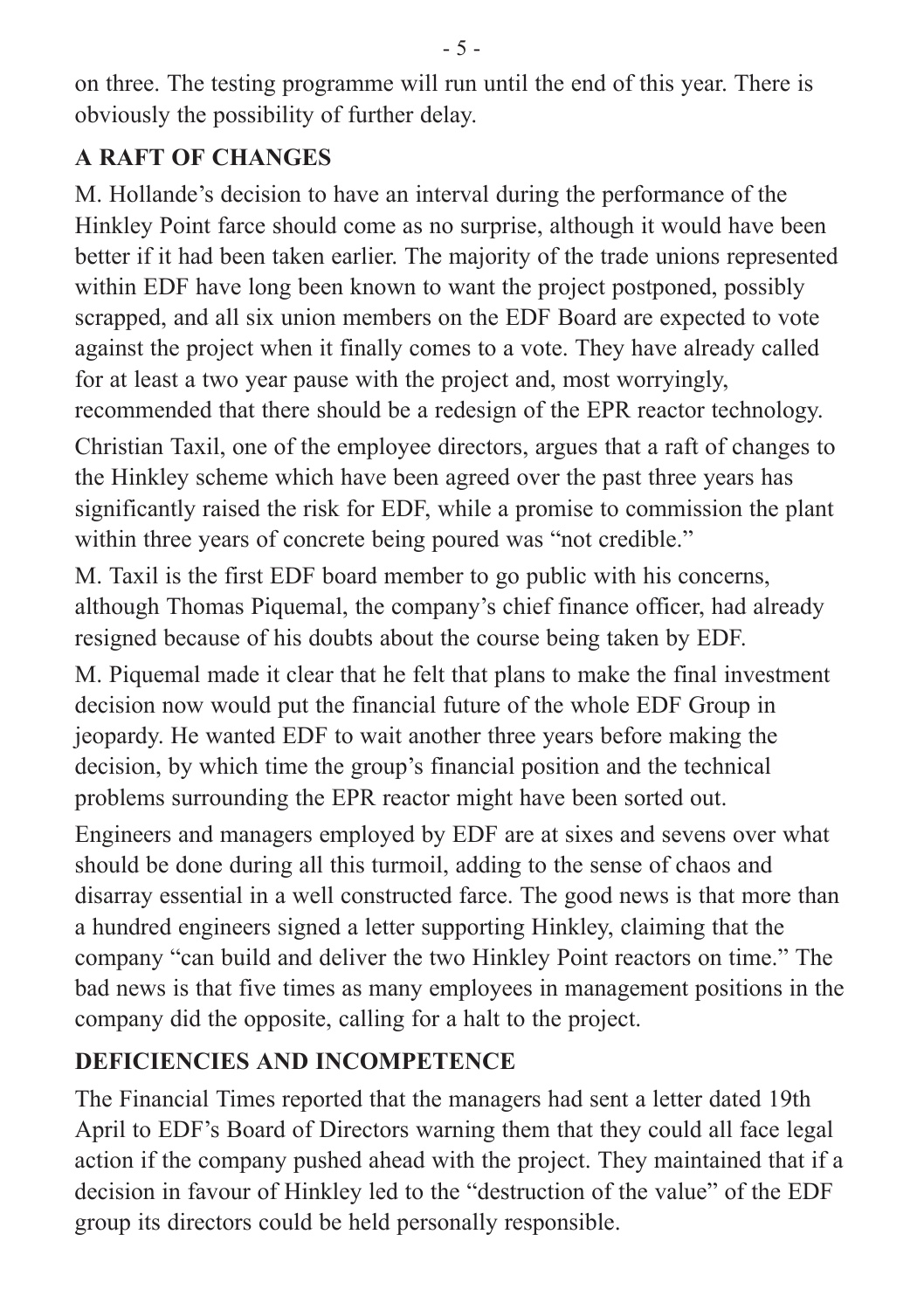on three. The testing programme will run until the end of this year. There is obviously the possibility of further delay.

## A RAFT OF CHANGES

M. Hollande's decision to have an interval during the performance of the Hinkley Point farce should come as no surprise, although it would have been better if it had been taken earlier. The majority of the trade unions represented within EDF have long been known to want the project postponed, possibly scrapped, and all six union members on the EDF Board are expected to vote against the project when it finally comes to a vote. They have already called for at least a two year pause with the project and, most worryingly, recommended that there should be a redesign of the EPR reactor technology.

Christian Taxil, one of the employee directors, argues that a raft of changes to the Hinkley scheme which have been agreed over the past three years has significantly raised the risk for EDF, while a promise to commission the plant within three years of concrete being poured was "not credible."

M. Taxil is the first EDF board member to go public with his concerns, although Thomas Piquemal, the company's chief finance officer, had already resigned because of his doubts about the course being taken by EDF.

M. Piquemal made it clear that he felt that plans to make the final investment decision now would put the financial future of the whole EDF Group in jeopardy. He wanted EDF to wait another three years before making the decision, by which time the group's financial position and the technical problems surrounding the EPR reactor might have been sorted out.

Engineers and managers employed by EDF are at sixes and sevens over what should be done during all this turmoil, adding to the sense of chaos and disarray essential in a well constructed farce. The good news is that more than a hundred engineers signed a letter supporting Hinkley, claiming that the company "can build and deliver the two Hinkley Point reactors on time." The bad news is that five times as many employees in management positions in the company did the opposite, calling for a halt to the project.

## DEFICIENCIES AND INCOMPETENCE

The Financial Times reported that the managers had sent a letter dated 19th April to EDF's Board of Directors warning them that they could all face legal action if the company pushed ahead with the project. They maintained that if a decision in favour of Hinkley led to the "destruction of the value" of the EDF group its directors could be held personally responsible.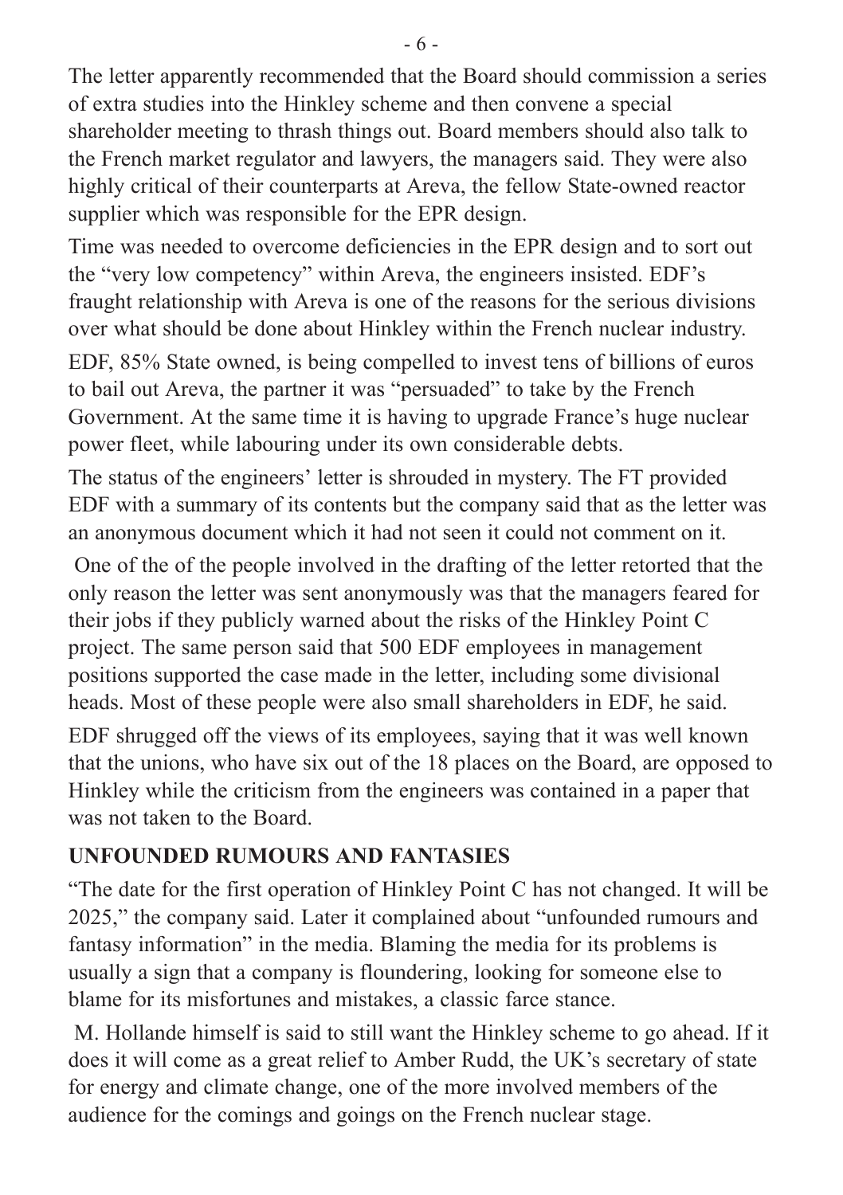The letter apparently recommended that the Board should commission a series of extra studies into the Hinkley scheme and then convene a special shareholder meeting to thrash things out. Board members should also talk to the French market regulator and lawyers, the managers said. They were also highly critical of their counterparts at Areva, the fellow State-owned reactor supplier which was responsible for the EPR design.

Time was needed to overcome deficiencies in the EPR design and to sort out the "very low competency" within Areva, the engineers insisted. EDF's fraught relationship with Areva is one of the reasons for the serious divisions over what should be done about Hinkley within the French nuclear industry.

EDF, 85% State owned, is being compelled to invest tens of billions of euros to bail out Areva, the partner it was "persuaded" to take by the French Government. At the same time it is having to upgrade France's huge nuclear power fleet, while labouring under its own considerable debts.

The status of the engineers' letter is shrouded in mystery. The FT provided EDF with a summary of its contents but the company said that as the letter was an anonymous document which it had not seen it could not comment on it.

One of the of the people involved in the drafting of the letter retorted that the only reason the letter was sent anonymously was that the managers feared for their jobs if they publicly warned about the risks of the Hinkley Point C project. The same person said that 500 EDF employees in management positions supported the case made in the letter, including some divisional heads. Most of these people were also small shareholders in EDF, he said.

EDF shrugged off the views of its employees, saying that it was well known that the unions, who have six out of the 18 places on the Board, are opposed to Hinkley while the criticism from the engineers was contained in a paper that was not taken to the Board.

## UNFOUNDED RUMOURS AND FANTASIES

"The date for the first operation of Hinkley Point C has not changed. It will be 2025," the company said. Later it complained about "unfounded rumours and fantasy information" in the media. Blaming the media for its problems is usually a sign that a company is floundering, looking for someone else to blame for its misfortunes and mistakes, a classic farce stance.

M. Hollande himself is said to still want the Hinkley scheme to go ahead. If it does it will come as a great relief to Amber Rudd, the UK's secretary of state for energy and climate change, one of the more involved members of the audience for the comings and goings on the French nuclear stage.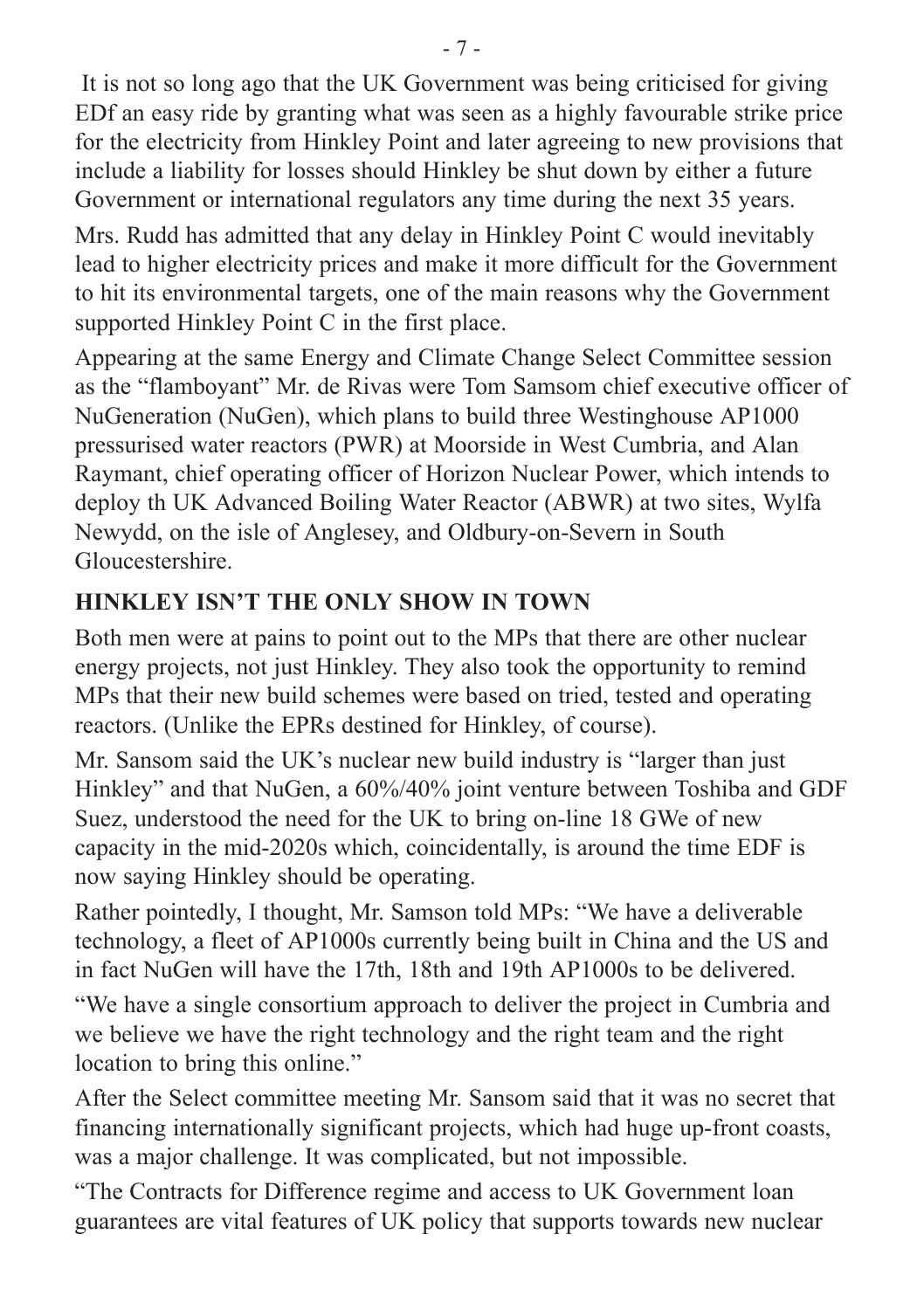It is not so long ago that the UK Government was being criticised for giving EDf an easy ride by granting what was seen as a highly favourable strike price for the electricity from Hinkley Point and later agreeing to new provisions that include a liability for losses should Hinkley be shut down by either a future Government or international regulators any time during the next 35 years.

Mrs. Rudd has admitted that any delay in Hinkley Point C would inevitably lead to higher electricity prices and make it more difficult for the Government to hit its environmental targets, one of the main reasons why the Government supported Hinkley Point C in the first place.

Appearing at the same Energy and Climate Change Select Committee session as the "flamboyant" Mr. de Rivas were Tom Samsom chief executive officer of NuGeneration (NuGen), which plans to build three Westinghouse AP1000 pressurised water reactors (PWR) at Moorside in West Cumbria, and Alan Raymant, chief operating officer of Horizon Nuclear Power, which intends to deploy th UK Advanced Boiling Water Reactor (ABWR) at two sites, Wylfa Newydd, on the isle of Anglesey, and Oldbury-on-Severn in South Gloucestershire.

## HINKLEY ISN'T THE ONLY SHOW IN TOWN

Both men were at pains to point out to the MPs that there are other nuclear energy projects, not just Hinkley. They also took the opportunity to remind MPs that their new build schemes were based on tried, tested and operating reactors. (Unlike the EPRs destined for Hinkley, of course).

Mr. Sansom said the UK's nuclear new build industry is "larger than just Hinkley" and that NuGen, a 60%/40% joint venture between Toshiba and GDF Suez, understood the need for the UK to bring on-line 18 GWe of new capacity in the mid-2020s which, coincidentally, is around the time EDF is now saying Hinkley should be operating.

Rather pointedly, I thought, Mr. Samson told MPs: "We have a deliverable technology, a fleet of AP1000s currently being built in China and the US and in fact NuGen will have the 17th, 18th and 19th AP1000s to be delivered.

"We have a single consortium approach to deliver the project in Cumbria and we believe we have the right technology and the right team and the right location to bring this online."

After the Select committee meeting Mr. Sansom said that it was no secret that financing internationally significant projects, which had huge up-front coasts, was a major challenge. It was complicated, but not impossible.

"The Contracts for Difference regime and access to UK Government loan guarantees are vital features of UK policy that supports towards new nuclear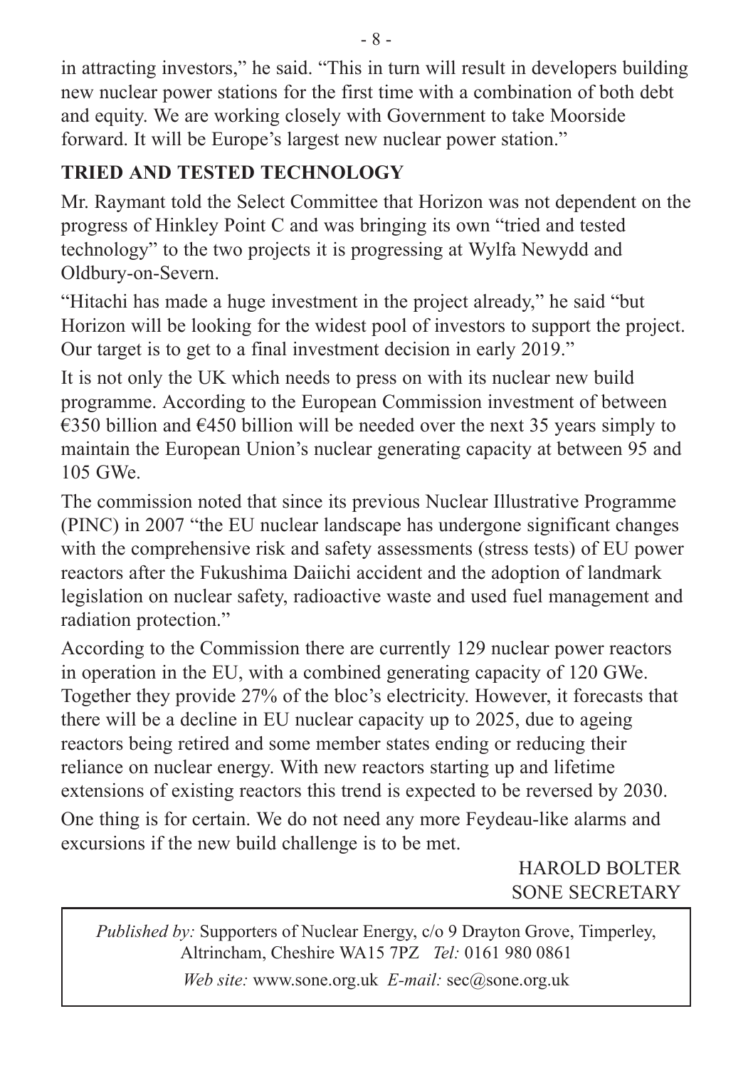in attracting investors," he said. "This in turn will result in developers building new nuclear power stations for the first time with a combination of both debt and equity. We are working closely with Government to take Moorside forward. It will be Europe's largest new nuclear power station."

## TRIED AND TESTED TECHNOLOGY

Mr. Raymant told the Select Committee that Horizon was not dependent on the progress of Hinkley Point C and was bringing its own "tried and tested technology" to the two projects it is progressing at Wylfa Newydd and Oldbury-on-Severn.

"Hitachi has made a huge investment in the project already," he said "but Horizon will be looking for the widest pool of investors to support the project. Our target is to get to a final investment decision in early 2019."

It is not only the UK which needs to press on with its nuclear new build programme. According to the European Commission investment of between €350 billion and €450 billion will be needed over the next 35 years simply to maintain the European Union's nuclear generating capacity at between 95 and 105 GWe.

The commission noted that since its previous Nuclear Illustrative Programme (PINC) in 2007 "the EU nuclear landscape has undergone significant changes with the comprehensive risk and safety assessments (stress tests) of EU power reactors after the Fukushima Daiichi accident and the adoption of landmark legislation on nuclear safety, radioactive waste and used fuel management and radiation protection."

According to the Commission there are currently 129 nuclear power reactors in operation in the EU, with a combined generating capacity of 120 GWe. Together they provide 27% of the bloc's electricity. However, it forecasts that there will be a decline in EU nuclear capacity up to 2025, due to ageing reactors being retired and some member states ending or reducing their reliance on nuclear energy. With new reactors starting up and lifetime extensions of existing reactors this trend is expected to be reversed by 2030.

One thing is for certain. We do not need any more Feydeau-like alarms and excursions if the new build challenge is to be met.

HAROLD BOLTER
SONE SECRETARY

*Published by:* Supporters of Nuclear Energy, c/o 9 Drayton Grove, Timperley, Altrincham, Cheshire WA15 7PZ *Tel:* 0161 980 0861

*Web site:* www.sone.org.uk *E-mail:* sec@sone.org.uk